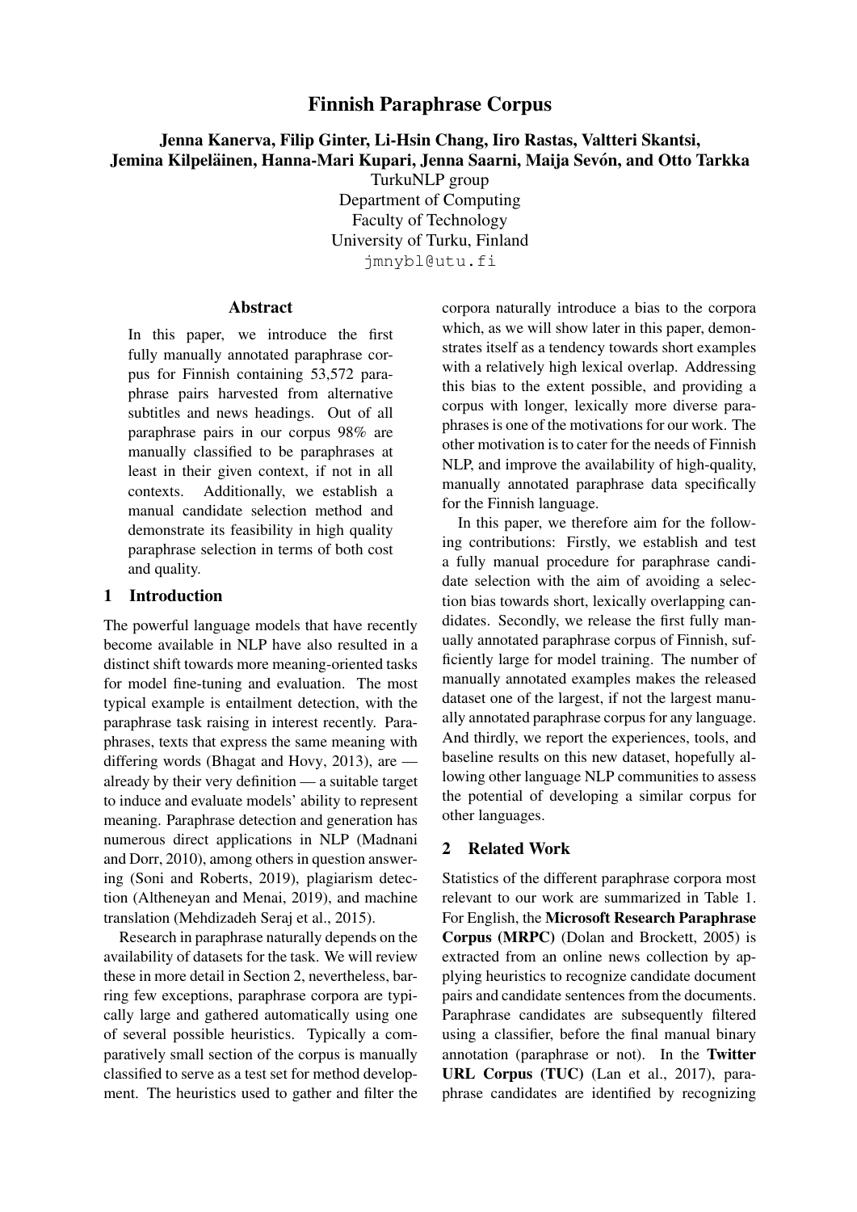# Finnish Paraphrase Corpus

**Jenna Kanerva, Filip Ginter, Li-Hsin Chang, Iiro Rastas, Valtteri Skantsi, Jemina Kilpeläinen, Hanna-Mari Kupari, Jenna Saarni, Maija Sevón, and Otto Tarkka**

TurkuNLP group
Department of Computing
Faculty of Technology
University of Turku, Finland
jmnybl@utu.fi

## Abstract

In this paper, we introduce the first fully manually annotated paraphrase corpus for Finnish containing 53,572 paraphrase pairs harvested from alternative subtitles and news headings. Out of all paraphrase pairs in our corpus 98% are manually classified to be paraphrases at least in their given context, if not in all contexts. Additionally, we establish a manual candidate selection method and demonstrate its feasibility in high quality paraphrase selection in terms of both cost and quality.

## 1 Introduction

The powerful language models that have recently become available in NLP have also resulted in a distinct shift towards more meaning-oriented tasks for model fine-tuning and evaluation. The most typical example is entailment detection, with the paraphrase task raising in interest recently. Paraphrases, texts that express the same meaning with differing words (Bhagat and Hovy, 2013), are — already by their very definition — a suitable target to induce and evaluate models' ability to represent meaning. Paraphrase detection and generation has numerous direct applications in NLP (Madnani and Dorr, 2010), among others in question answering (Soni and Roberts, 2019), plagiarism detection (Altheneyan and Menai, 2019), and machine translation (Mehdizadeh Seraj et al., 2015).

Research in paraphrase naturally depends on the availability of datasets for the task. We will review these in more detail in Section 2, nevertheless, barring few exceptions, paraphrase corpora are typically large and gathered automatically using one of several possible heuristics. Typically a comparatively small section of the corpus is manually classified to serve as a test set for method development. The heuristics used to gather and filter the corpora naturally introduce a bias to the corpora which, as we will show later in this paper, demonstrates itself as a tendency towards short examples with a relatively high lexical overlap. Addressing this bias to the extent possible, and providing a corpus with longer, lexically more diverse paraphrases is one of the motivations for our work. The other motivation is to cater for the needs of Finnish NLP, and improve the availability of high-quality, manually annotated paraphrase data specifically for the Finnish language.

In this paper, we therefore aim for the following contributions: Firstly, we establish and test a fully manual procedure for paraphrase candidate selection with the aim of avoiding a selection bias towards short, lexically overlapping candidates. Secondly, we release the first fully manually annotated paraphrase corpus of Finnish, sufficiently large for model training. The number of manually annotated examples makes the released dataset one of the largest, if not the largest manually annotated paraphrase corpus for any language. And thirdly, we report the experiences, tools, and baseline results on this new dataset, hopefully allowing other language NLP communities to assess the potential of developing a similar corpus for other languages.

## 2 Related Work

Statistics of the different paraphrase corpora most relevant to our work are summarized in Table 1. For English, the **Microsoft Research Paraphrase Corpus (MRPC)** (Dolan and Brockett, 2005) is extracted from an online news collection by applying heuristics to recognize candidate document pairs and candidate sentences from the documents. Paraphrase candidates are subsequently filtered using a classifier, before the final manual binary annotation (paraphrase or not). In the **Twitter URL Corpus (TUC)** (Lan et al., 2017), paraphrase candidates are identified by recognizing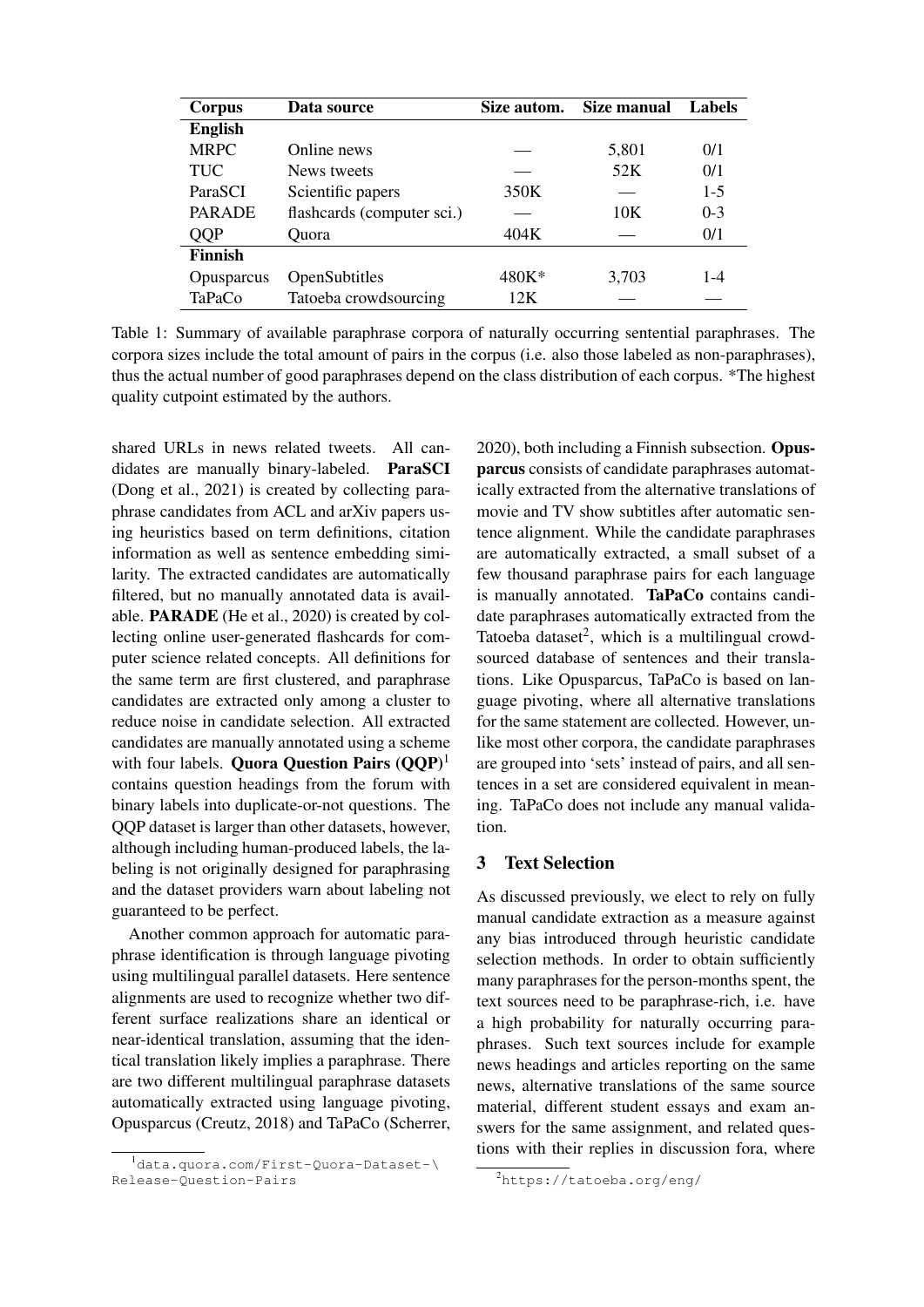| Corpus | Data source | Size autom. | Size manual | Labels |
|---|---|---|---|---|
| **English** | | | | |
| MRPC | Online news | — | 5,801 | 0/1 |
| TUC | News tweets | — | 52K | 0/1 |
| ParaSCI | Scientific papers | 350K | — | 1-5 |
| PARADE | flashcards (computer sci.) | — | 10K | 0-3 |
| QQP | Quora | 404K | — | 0/1 |
| **Finnish** | | | | |
| Opusparcus | OpenSubtitles | 480K* | 3,703 | 1-4 |
| TaPaCo | Tatoeba crowdsourcing | 12K | — | — |

Table 1: Summary of available paraphrase corpora of naturally occurring sentential paraphrases. The corpora sizes include the total amount of pairs in the corpus (i.e. also those labeled as non-paraphrases), thus the actual number of good paraphrases depend on the class distribution of each corpus. *The highest quality cutpoint estimated by the authors.

shared URLs in news related tweets. All candidates are manually binary-labeled. **ParaSCI** (Dong et al., 2021) is created by collecting paraphrase candidates from ACL and arXiv papers using heuristics based on term definitions, citation information as well as sentence embedding similarity. The extracted candidates are automatically filtered, but no manually annotated data is available. **PARADE** (He et al., 2020) is created by collecting online user-generated flashcards for computer science related concepts. All definitions for the same term are first clustered, and paraphrase candidates are extracted only among a cluster to reduce noise in candidate selection. All extracted candidates are manually annotated using a scheme with four labels. **Quora Question Pairs (QQP)**[1] contains question headings from the forum with binary labels into duplicate-or-not questions. The QQP dataset is larger than other datasets, however, although including human-produced labels, the labeling is not originally designed for paraphrasing and the dataset providers warn about labeling not guaranteed to be perfect.

Another common approach for automatic paraphrase identification is through language pivoting using multilingual parallel datasets. Here sentence alignments are used to recognize whether two different surface realizations share an identical or near-identical translation, assuming that the identical translation likely implies a paraphrase. There are two different multilingual paraphrase datasets automatically extracted using language pivoting, Opusparcus (Creutz, 2018) and TaPaCo (Scherrer, 2020), both including a Finnish subsection. **Opusparcus** consists of candidate paraphrases automatically extracted from the alternative translations of movie and TV show subtitles after automatic sentence alignment. While the candidate paraphrases are automatically extracted, a small subset of a few thousand paraphrase pairs for each language is manually annotated. **TaPaCo** contains candidate paraphrases automatically extracted from the Tatoeba dataset[2], which is a multilingual crowdsourced database of sentences and their translations. Like Opusparcus, TaPaCo is based on language pivoting, where all alternative translations for the same statement are collected. However, unlike most other corpora, the candidate paraphrases are grouped into 'sets' instead of pairs, and all sentences in a set are considered equivalent in meaning. TaPaCo does not include any manual validation.

## 3 Text Selection

As discussed previously, we elect to rely on fully manual candidate extraction as a measure against any bias introduced through heuristic candidate selection methods. In order to obtain sufficiently many paraphrases for the person-months spent, the text sources need to be paraphrase-rich, i.e. have a high probability for naturally occurring paraphrases. Such text sources include for example news headings and articles reporting on the same news, alternative translations of the same source material, different student essays and exam answers for the same assignment, and related questions with their replies in discussion fora, where

[1] data.quora.com/First-Quora-Dataset-\Release-Question-Pairs

[2] https://tatoeba.org/eng/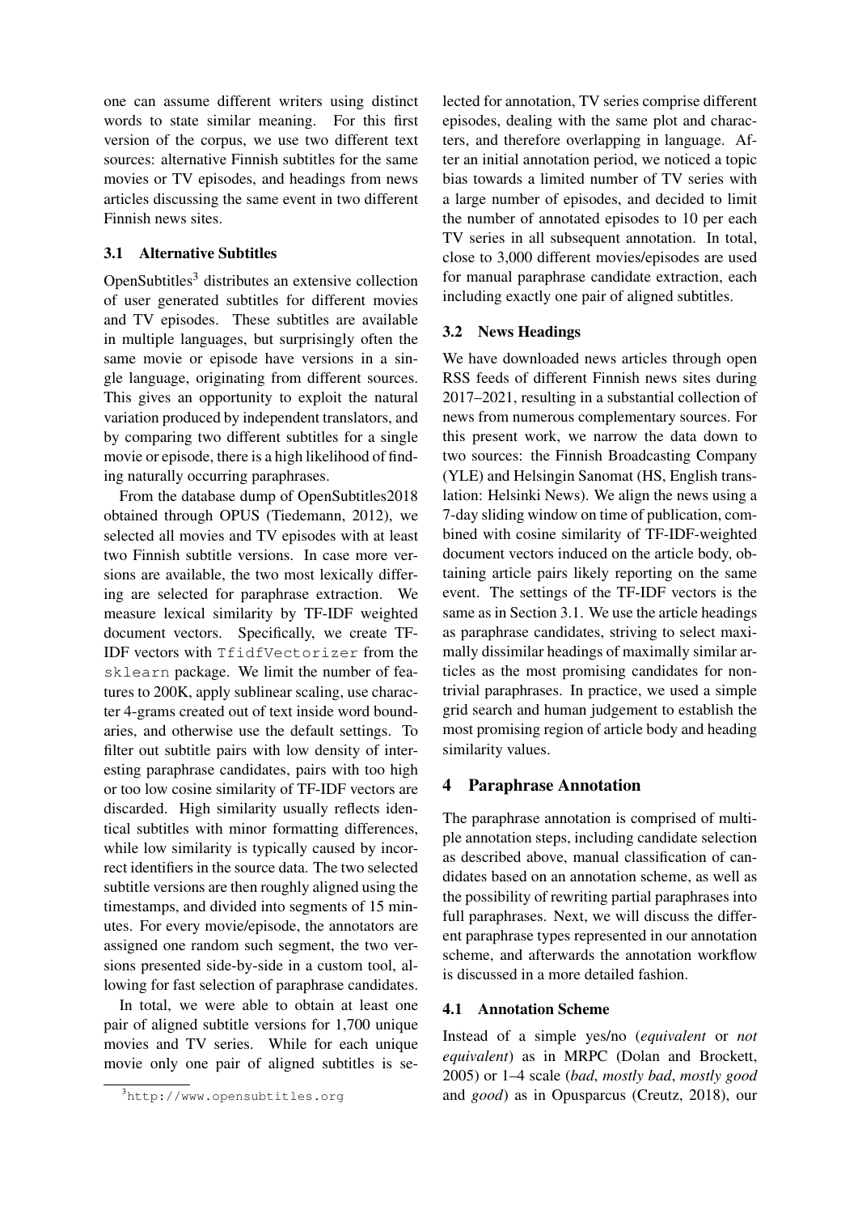one can assume different writers using distinct words to state similar meaning. For this first version of the corpus, we use two different text sources: alternative Finnish subtitles for the same movies or TV episodes, and headings from news articles discussing the same event in two different Finnish news sites.

### 3.1 Alternative Subtitles

OpenSubtitles[3] distributes an extensive collection of user generated subtitles for different movies and TV episodes. These subtitles are available in multiple languages, but surprisingly often the same movie or episode have versions in a single language, originating from different sources. This gives an opportunity to exploit the natural variation produced by independent translators, and by comparing two different subtitles for a single movie or episode, there is a high likelihood of finding naturally occurring paraphrases.

From the database dump of OpenSubtitles2018 obtained through OPUS (Tiedemann, 2012), we selected all movies and TV episodes with at least two Finnish subtitle versions. In case more versions are available, the two most lexically differing are selected for paraphrase extraction. We measure lexical similarity by TF-IDF weighted document vectors. Specifically, we create TF-IDF vectors with `TfidfVectorizer` from the `sklearn` package. We limit the number of features to 200K, apply sublinear scaling, use character 4-grams created out of text inside word boundaries, and otherwise use the default settings. To filter out subtitle pairs with low density of interesting paraphrase candidates, pairs with too high or too low cosine similarity of TF-IDF vectors are discarded. High similarity usually reflects identical subtitles with minor formatting differences, while low similarity is typically caused by incorrect identifiers in the source data. The two selected subtitle versions are then roughly aligned using the timestamps, and divided into segments of 15 minutes. For every movie/episode, the annotators are assigned one random such segment, the two versions presented side-by-side in a custom tool, allowing for fast selection of paraphrase candidates.

In total, we were able to obtain at least one pair of aligned subtitle versions for 1,700 unique movies and TV series. While for each unique movie only one pair of aligned subtitles is selected for annotation, TV series comprise different episodes, dealing with the same plot and characters, and therefore overlapping in language. After an initial annotation period, we noticed a topic bias towards a limited number of TV series with a large number of episodes, and decided to limit the number of annotated episodes to 10 per each TV series in all subsequent annotation. In total, close to 3,000 different movies/episodes are used for manual paraphrase candidate extraction, each including exactly one pair of aligned subtitles.

### 3.2 News Headings

We have downloaded news articles through open RSS feeds of different Finnish news sites during 2017–2021, resulting in a substantial collection of news from numerous complementary sources. For this present work, we narrow the data down to two sources: the Finnish Broadcasting Company (YLE) and Helsingin Sanomat (HS, English translation: Helsinki News). We align the news using a 7-day sliding window on time of publication, combined with cosine similarity of TF-IDF-weighted document vectors induced on the article body, obtaining article pairs likely reporting on the same event. The settings of the TF-IDF vectors is the same as in Section 3.1. We use the article headings as paraphrase candidates, striving to select maximally dissimilar headings of maximally similar articles as the most promising candidates for non-trivial paraphrases. In practice, we used a simple grid search and human judgement to establish the most promising region of article body and heading similarity values.

## 4 Paraphrase Annotation

The paraphrase annotation is comprised of multiple annotation steps, including candidate selection as described above, manual classification of candidates based on an annotation scheme, as well as the possibility of rewriting partial paraphrases into full paraphrases. Next, we will discuss the different paraphrase types represented in our annotation scheme, and afterwards the annotation workflow is discussed in a more detailed fashion.

### 4.1 Annotation Scheme

Instead of a simple yes/no (*equivalent* or *not equivalent*) as in MRPC (Dolan and Brockett, 2005) or 1–4 scale (*bad*, *mostly bad*, *mostly good* and *good*) as in Opusparcus (Creutz, 2018), our

[3] http://www.opensubtitles.org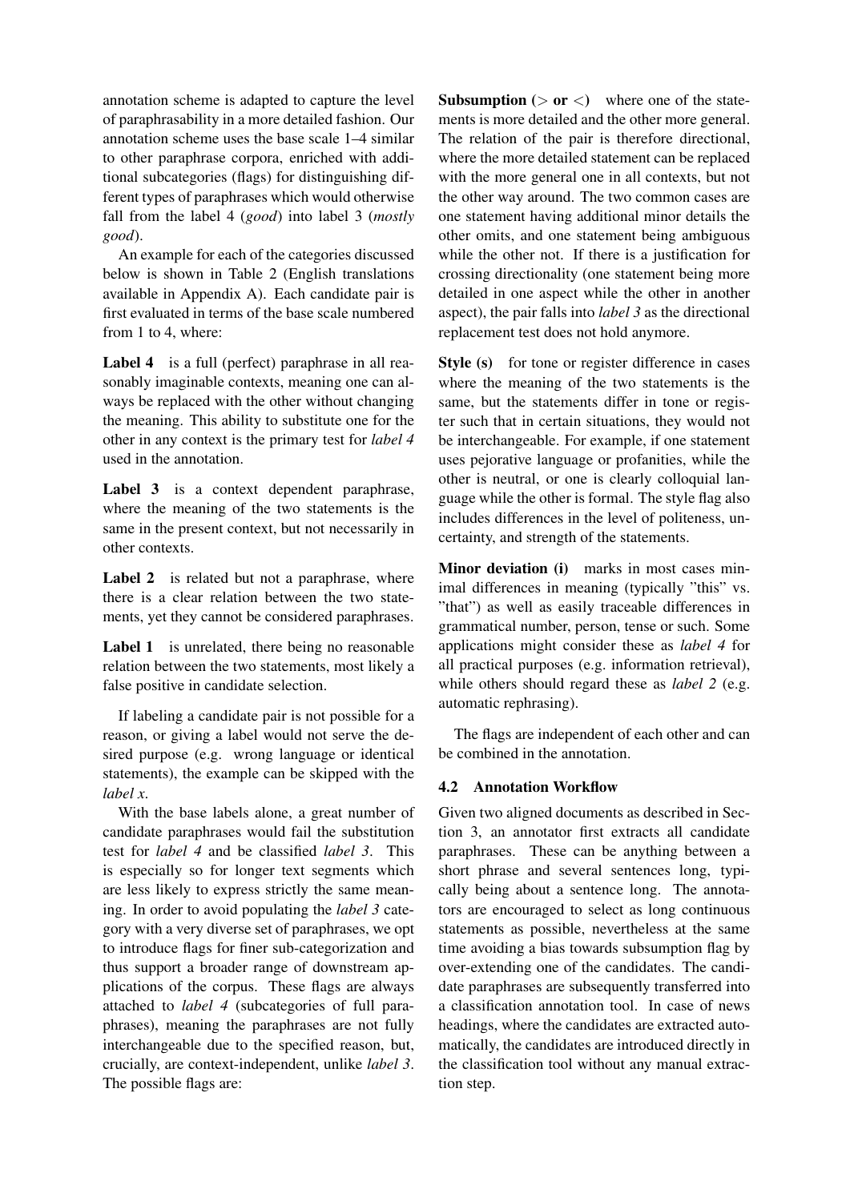annotation scheme is adapted to capture the level of paraphrasability in a more detailed fashion. Our annotation scheme uses the base scale 1–4 similar to other paraphrase corpora, enriched with additional subcategories (flags) for distinguishing different types of paraphrases which would otherwise fall from the label 4 (*good*) into label 3 (*mostly good*).

An example for each of the categories discussed below is shown in Table 2 (English translations available in Appendix A). Each candidate pair is first evaluated in terms of the base scale numbered from 1 to 4, where:

**Label 4** is a full (perfect) paraphrase in all reasonably imaginable contexts, meaning one can always be replaced with the other without changing the meaning. This ability to substitute one for the other in any context is the primary test for *label 4* used in the annotation.

**Label 3** is a context dependent paraphrase, where the meaning of the two statements is the same in the present context, but not necessarily in other contexts.

**Label 2** is related but not a paraphrase, where there is a clear relation between the two statements, yet they cannot be considered paraphrases.

**Label 1** is unrelated, there being no reasonable relation between the two statements, most likely a false positive in candidate selection.

If labeling a candidate pair is not possible for a reason, or giving a label would not serve the desired purpose (e.g. wrong language or identical statements), the example can be skipped with the *label x*.

With the base labels alone, a great number of candidate paraphrases would fail the substitution test for *label 4* and be classified *label 3*. This is especially so for longer text segments which are less likely to express strictly the same meaning. In order to avoid populating the *label 3* category with a very diverse set of paraphrases, we opt to introduce flags for finer sub-categorization and thus support a broader range of downstream applications of the corpus. These flags are always attached to *label 4* (subcategories of full paraphrases), meaning the paraphrases are not fully interchangeable due to the specified reason, but, crucially, are context-independent, unlike *label 3*. The possible flags are:

**Subsumption (> or <)** where one of the statements is more detailed and the other more general. The relation of the pair is therefore directional, where the more detailed statement can be replaced with the more general one in all contexts, but not the other way around. The two common cases are one statement having additional minor details the other omits, and one statement being ambiguous while the other not. If there is a justification for crossing directionality (one statement being more detailed in one aspect while the other in another aspect), the pair falls into *label 3* as the directional replacement test does not hold anymore.

**Style (s)** for tone or register difference in cases where the meaning of the two statements is the same, but the statements differ in tone or register such that in certain situations, they would not be interchangeable. For example, if one statement uses pejorative language or profanities, while the other is neutral, or one is clearly colloquial language while the other is formal. The style flag also includes differences in the level of politeness, uncertainty, and strength of the statements.

**Minor deviation (i)** marks in most cases minimal differences in meaning (typically "this" vs. "that") as well as easily traceable differences in grammatical number, person, tense or such. Some applications might consider these as *label 4* for all practical purposes (e.g. information retrieval), while others should regard these as *label 2* (e.g. automatic rephrasing).

The flags are independent of each other and can be combined in the annotation.

### 4.2 Annotation Workflow

Given two aligned documents as described in Section 3, an annotator first extracts all candidate paraphrases. These can be anything between a short phrase and several sentences long, typically being about a sentence long. The annotators are encouraged to select as long continuous statements as possible, nevertheless at the same time avoiding a bias towards subsumption flag by over-extending one of the candidates. The candidate paraphrases are subsequently transferred into a classification annotation tool. In case of news headings, where the candidates are extracted automatically, the candidates are introduced directly in the classification tool without any manual extraction step.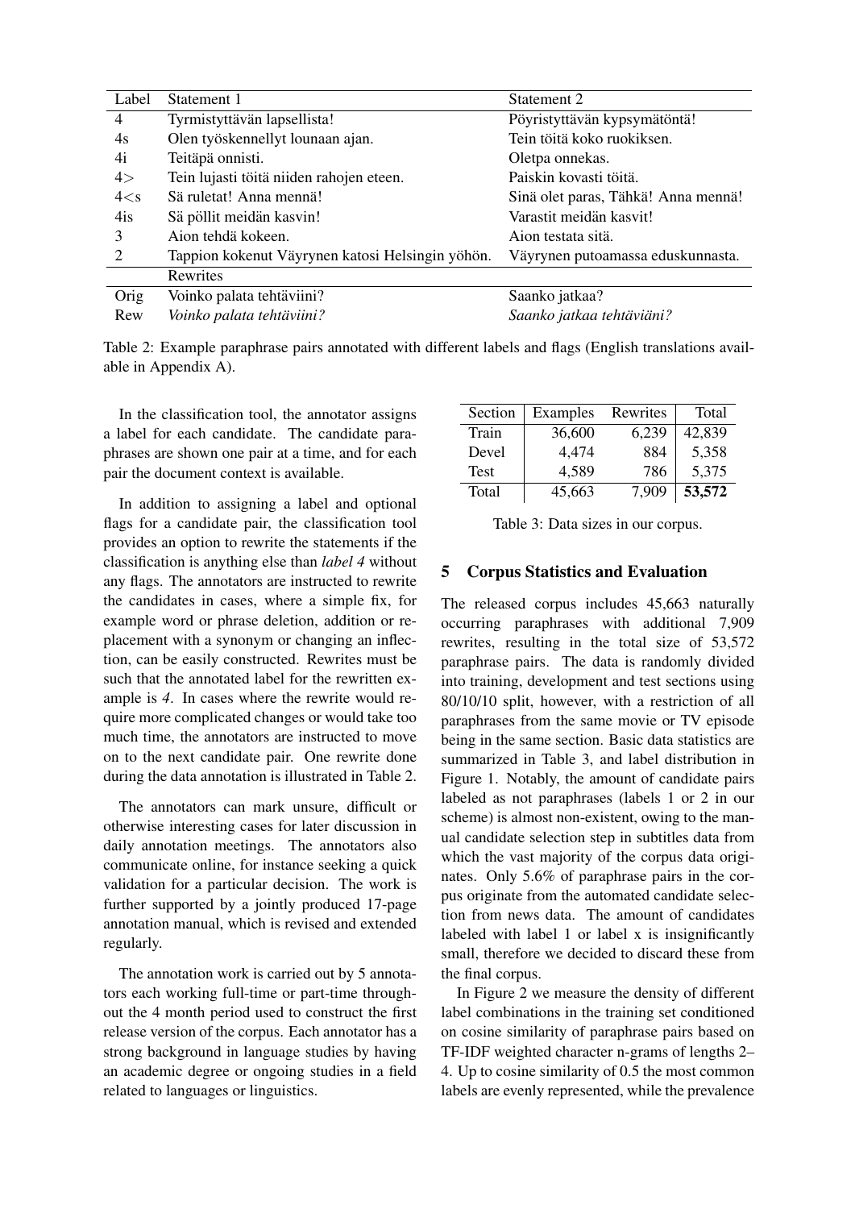| Label | Statement 1 | Statement 2 |
|---|---|---|
| 4 | Tyrmistyttävän lapsellista! | Pöyristyttävän kypsymätöntä! |
| 4s | Olen työskennellyt lounaan ajan. | Tein töitä koko ruokiksen. |
| 4i | Teitäpä onnisti. | Oletpa onnekas. |
| 4> | Tein lujasti töitä niiden rahojen eteen. | Paiskin kovasti töitä. |
| 4<s | Sä ruletat! Anna mennä! | Sinä olet paras, Tähkä! Anna mennä! |
| 4is | Sä pöllit meidän kasvin! | Varastit meidän kasvit! |
| 3 | Aion tehdä kokeen. | Aion testata sitä. |
| 2 | Tappion kokenut Väyrynen katosi Helsingin yöhön. | Väyrynen putoamassa eduskunnasta. |
| | Rewrites | |
| Orig | Voinko palata tehtäviini? | Saanko jatkaa? |
| Rew | *Voinko palata tehtäviini?* | *Saanko jatkaa tehtäviäni?* |

Table 2: Example paraphrase pairs annotated with different labels and flags (English translations available in Appendix A).

In the classification tool, the annotator assigns a label for each candidate. The candidate paraphrases are shown one pair at a time, and for each pair the document context is available.

In addition to assigning a label and optional flags for a candidate pair, the classification tool provides an option to rewrite the statements if the classification is anything else than *label 4* without any flags. The annotators are instructed to rewrite the candidates in cases, where a simple fix, for example word or phrase deletion, addition or replacement with a synonym or changing an inflection, can be easily constructed. Rewrites must be such that the annotated label for the rewritten example is *4*. In cases where the rewrite would require more complicated changes or would take too much time, the annotators are instructed to move on to the next candidate pair. One rewrite done during the data annotation is illustrated in Table 2.

The annotators can mark unsure, difficult or otherwise interesting cases for later discussion in daily annotation meetings. The annotators also communicate online, for instance seeking a quick validation for a particular decision. The work is further supported by a jointly produced 17-page annotation manual, which is revised and extended regularly.

The annotation work is carried out by 5 annotators each working full-time or part-time throughout the 4 month period used to construct the first release version of the corpus. Each annotator has a strong background in language studies by having an academic degree or ongoing studies in a field related to languages or linguistics.

| Section | Examples | Rewrites | Total |
|---|---|---|---|
| Train | 36,600 | 6,239 | 42,839 |
| Devel | 4,474 | 884 | 5,358 |
| Test | 4,589 | 786 | 5,375 |
| Total | 45,663 | 7,909 | **53,572** |

Table 3: Data sizes in our corpus.

## 5 Corpus Statistics and Evaluation

The released corpus includes 45,663 naturally occurring paraphrases with additional 7,909 rewrites, resulting in the total size of 53,572 paraphrase pairs. The data is randomly divided into training, development and test sections using 80/10/10 split, however, with a restriction of all paraphrases from the same movie or TV episode being in the same section. Basic data statistics are summarized in Table 3, and label distribution in Figure 1. Notably, the amount of candidate pairs labeled as not paraphrases (labels 1 or 2 in our scheme) is almost non-existent, owing to the manual candidate selection step in subtitles data from which the vast majority of the corpus data originates. Only 5.6% of paraphrase pairs in the corpus originate from the automated candidate selection from news data. The amount of candidates labeled with label 1 or label x is insignificantly small, therefore we decided to discard these from the final corpus.

In Figure 2 we measure the density of different label combinations in the training set conditioned on cosine similarity of paraphrase pairs based on TF-IDF weighted character n-grams of lengths 2–4. Up to cosine similarity of 0.5 the most common labels are evenly represented, while the prevalence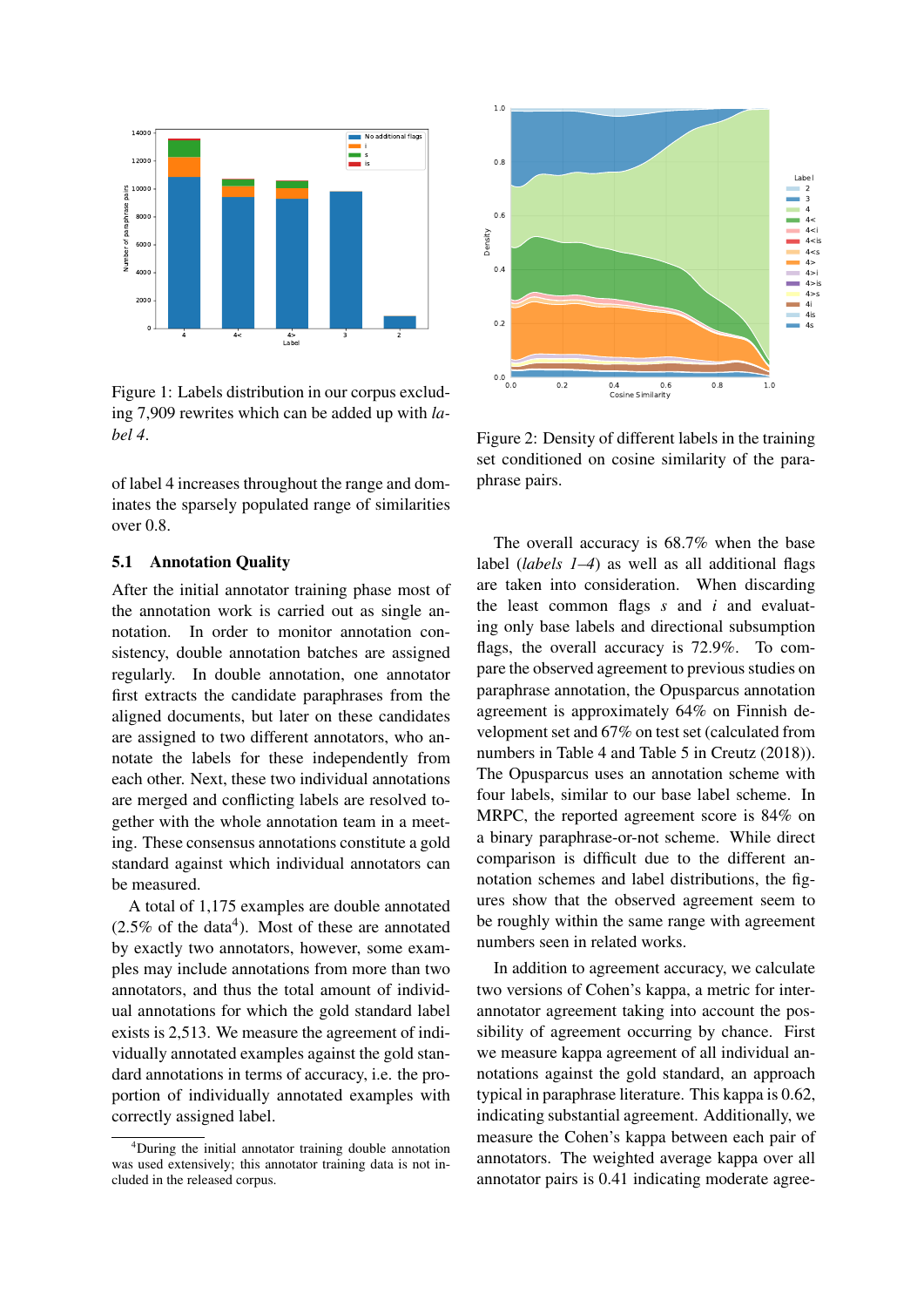Figure 1: Labels distribution in our corpus excluding 7,909 rewrites which can be added up with *label 4*.

Figure 2: Density of different labels in the training set conditioned on cosine similarity of the paraphrase pairs.

of label 4 increases throughout the range and dominates the sparsely populated range of similarities over 0.8.

### 5.1 Annotation Quality

After the initial annotator training phase most of the annotation work is carried out as single annotation. In order to monitor annotation consistency, double annotation batches are assigned regularly. In double annotation, one annotator first extracts the candidate paraphrases from the aligned documents, but later on these candidates are assigned to two different annotators, who annotate the labels for these independently from each other. Next, these two individual annotations are merged and conflicting labels are resolved together with the whole annotation team in a meeting. These consensus annotations constitute a gold standard against which individual annotators can be measured.

A total of 1,175 examples are double annotated (2.5% of the data[4]). Most of these are annotated by exactly two annotators, however, some examples may include annotations from more than two annotators, and thus the total amount of individual annotations for which the gold standard label exists is 2,513. We measure the agreement of individually annotated examples against the gold standard annotations in terms of accuracy, i.e. the proportion of individually annotated examples with correctly assigned label.

The overall accuracy is 68.7% when the base label (*labels 1–4*) as well as all additional flags are taken into consideration. When discarding the least common flags *s* and *i* and evaluating only base labels and directional subsumption flags, the overall accuracy is 72.9%. To compare the observed agreement to previous studies on paraphrase annotation, the Opusparcus annotation agreement is approximately 64% on Finnish development set and 67% on test set (calculated from numbers in Table 4 and Table 5 in Creutz (2018)). The Opusparcus uses an annotation scheme with four labels, similar to our base label scheme. In MRPC, the reported agreement score is 84% on a binary paraphrase-or-not scheme. While direct comparison is difficult due to the different annotation schemes and label distributions, the figures show that the observed agreement seem to be roughly within the same range with agreement numbers seen in related works.

In addition to agreement accuracy, we calculate two versions of Cohen's kappa, a metric for inter-annotator agreement taking into account the possibility of agreement occurring by chance. First we measure kappa agreement of all individual annotations against the gold standard, an approach typical in paraphrase literature. This kappa is 0.62, indicating substantial agreement. Additionally, we measure the Cohen's kappa between each pair of annotators. The weighted average kappa over all annotator pairs is 0.41 indicating moderate agree-

[4]During the initial annotator training double annotation was used extensively; this annotator training data is not included in the released corpus.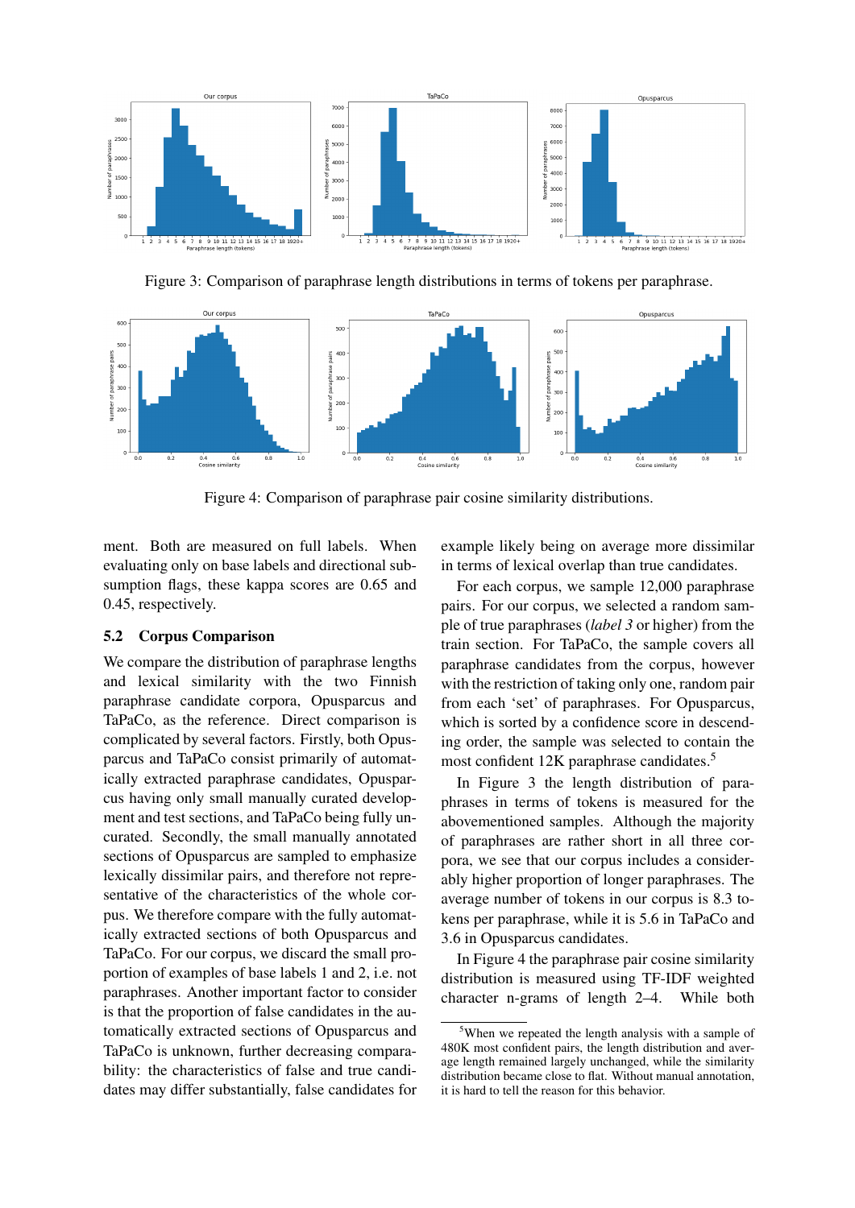Figure 3: Comparison of paraphrase length distributions in terms of tokens per paraphrase.

Figure 4: Comparison of paraphrase pair cosine similarity distributions.

ment. Both are measured on full labels. When evaluating only on base labels and directional subsumption flags, these kappa scores are 0.65 and 0.45, respectively.

## 5.2 Corpus Comparison

We compare the distribution of paraphrase lengths and lexical similarity with the two Finnish paraphrase candidate corpora, Opusparcus and TaPaCo, as the reference. Direct comparison is complicated by several factors. Firstly, both Opusparcus and TaPaCo consist primarily of automatically extracted paraphrase candidates, Opusparcus having only small manually curated development and test sections, and TaPaCo being fully uncurated. Secondly, the small manually annotated sections of Opusparcus are sampled to emphasize lexically dissimilar pairs, and therefore not representative of the characteristics of the whole corpus. We therefore compare with the fully automatically extracted sections of both Opusparcus and TaPaCo. For our corpus, we discard the small proportion of examples of base labels 1 and 2, i.e. not paraphrases. Another important factor to consider is that the proportion of false candidates in the automatically extracted sections of Opusparcus and TaPaCo is unknown, further decreasing comparability: the characteristics of false and true candidates may differ substantially, false candidates for example likely being on average more dissimilar in terms of lexical overlap than true candidates.

For each corpus, we sample 12,000 paraphrase pairs. For our corpus, we selected a random sample of true paraphrases (*label 3* or higher) from the train section. For TaPaCo, the sample covers all paraphrase candidates from the corpus, however with the restriction of taking only one, random pair from each 'set' of paraphrases. For Opusparcus, which is sorted by a confidence score in descending order, the sample was selected to contain the most confident 12K paraphrase candidates.[5]

In Figure 3 the length distribution of paraphrases in terms of tokens is measured for the abovementioned samples. Although the majority of paraphrases are rather short in all three corpora, we see that our corpus includes a considerably higher proportion of longer paraphrases. The average number of tokens in our corpus is 8.3 tokens per paraphrase, while it is 5.6 in TaPaCo and 3.6 in Opusparcus candidates.

In Figure 4 the paraphrase pair cosine similarity distribution is measured using TF-IDF weighted character n-grams of length 2–4. While both

[5] When we repeated the length analysis with a sample of 480K most confident pairs, the length distribution and average length remained largely unchanged, while the similarity distribution became close to flat. Without manual annotation, it is hard to tell the reason for this behavior.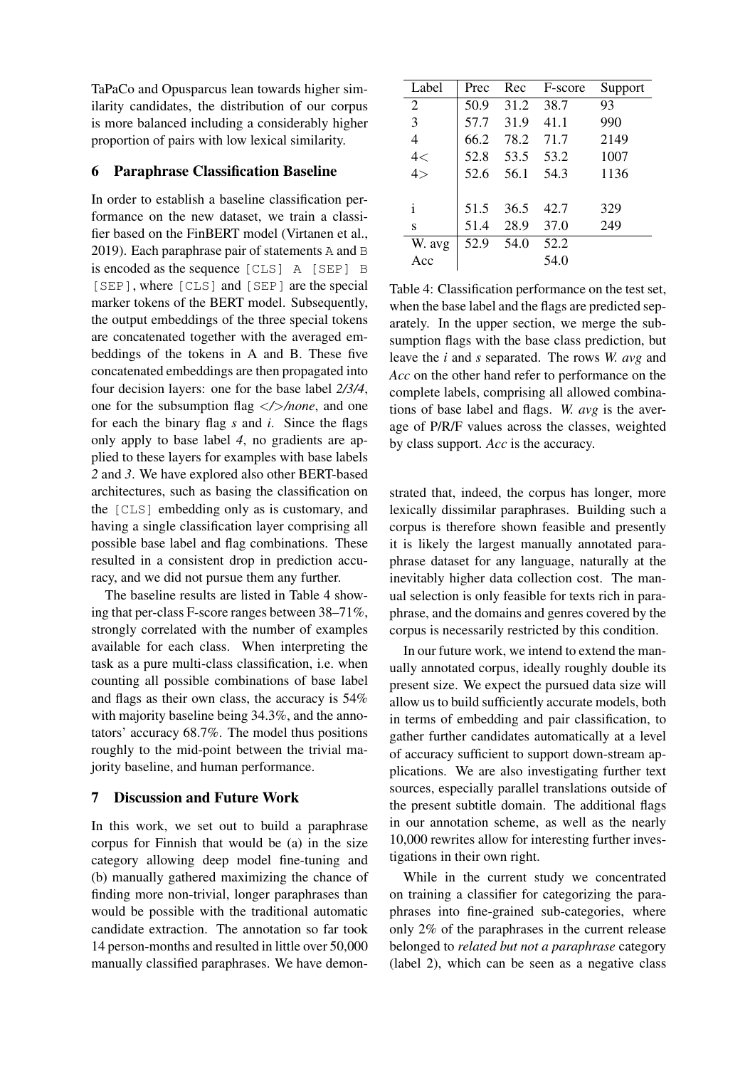TaPaCo and Opusparcus lean towards higher similarity candidates, the distribution of our corpus is more balanced including a considerably higher proportion of pairs with low lexical similarity.

## 6 Paraphrase Classification Baseline

In order to establish a baseline classification performance on the new dataset, we train a classifier based on the FinBERT model (Virtanen et al., 2019). Each paraphrase pair of statements `A` and `B` is encoded as the sequence `[CLS] A [SEP] B [SEP]`, where `[CLS]` and `[SEP]` are the special marker tokens of the BERT model. Subsequently, the output embeddings of the three special tokens are concatenated together with the averaged embeddings of the tokens in A and B. These five concatenated embeddings are then propagated into four decision layers: one for the base label *2/3/4*, one for the subsumption flag *</>/none*, and one for each the binary flag *s* and *i*. Since the flags only apply to base label *4*, no gradients are applied to these layers for examples with base labels *2* and *3*. We have explored also other BERT-based architectures, such as basing the classification on the `[CLS]` embedding only as is customary, and having a single classification layer comprising all possible base label and flag combinations. These resulted in a consistent drop in prediction accuracy, and we did not pursue them any further.

The baseline results are listed in Table 4 showing that per-class F-score ranges between 38–71%, strongly correlated with the number of examples available for each class. When interpreting the task as a pure multi-class classification, i.e. when counting all possible combinations of base label and flags as their own class, the accuracy is 54% with majority baseline being 34.3%, and the annotators' accuracy 68.7%. The model thus positions roughly to the mid-point between the trivial majority baseline, and human performance.

| Label | Prec | Rec | F-score | Support |
|---|---|---|---|---|
| 2 | 50.9 | 31.2 | 38.7 | 93 |
| 3 | 57.7 | 31.9 | 41.1 | 990 |
| 4 | 66.2 | 78.2 | 71.7 | 2149 |
| 4< | 52.8 | 53.5 | 53.2 | 1007 |
| 4> | 52.6 | 56.1 | 54.3 | 1136 |
| i | 51.5 | 36.5 | 42.7 | 329 |
| s | 51.4 | 28.9 | 37.0 | 249 |
| W. avg | 52.9 | 54.0 | 52.2 | |
| Acc | | | 54.0 | |

Table 4: Classification performance on the test set, when the base label and the flags are predicted separately. In the upper section, we merge the subsumption flags with the base class prediction, but leave the *i* and *s* separated. The rows *W. avg* and *Acc* on the other hand refer to performance on the complete labels, comprising all allowed combinations of base label and flags. *W. avg* is the average of P/R/F values across the classes, weighted by class support. *Acc* is the accuracy.

## 7 Discussion and Future Work

In this work, we set out to build a paraphrase corpus for Finnish that would be (a) in the size category allowing deep model fine-tuning and (b) manually gathered maximizing the chance of finding more non-trivial, longer paraphrases than would be possible with the traditional automatic candidate extraction. The annotation so far took 14 person-months and resulted in little over 50,000 manually classified paraphrases. We have demonstrated that, indeed, the corpus has longer, more lexically dissimilar paraphrases. Building such a corpus is therefore shown feasible and presently it is likely the largest manually annotated paraphrase dataset for any language, naturally at the inevitably higher data collection cost. The manual selection is only feasible for texts rich in paraphrase, and the domains and genres covered by the corpus is necessarily restricted by this condition.

In our future work, we intend to extend the manually annotated corpus, ideally roughly double its present size. We expect the pursued data size will allow us to build sufficiently accurate models, both in terms of embedding and pair classification, to gather further candidates automatically at a level of accuracy sufficient to support down-stream applications. We are also investigating further text sources, especially parallel translations outside of the present subtitle domain. The additional flags in our annotation scheme, as well as the nearly 10,000 rewrites allow for interesting further investigations in their own right.

While in the current study we concentrated on training a classifier for categorizing the paraphrases into fine-grained sub-categories, where only 2% of the paraphrases in the current release belonged to *related but not a paraphrase* category (label 2), which can be seen as a negative class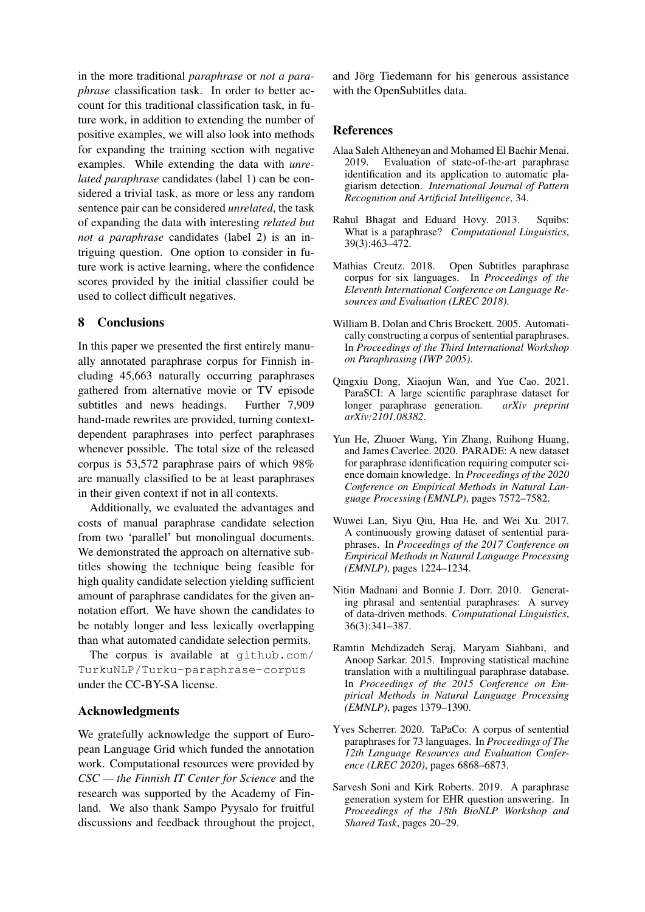in the more traditional *paraphrase* or *not a paraphrase* classification task. In order to better account for this traditional classification task, in future work, in addition to extending the number of positive examples, we will also look into methods for expanding the training section with negative examples. While extending the data with *unrelated paraphrase* candidates (label 1) can be considered a trivial task, as more or less any random sentence pair can be considered *unrelated*, the task of expanding the data with interesting *related but not a paraphrase* candidates (label 2) is an intriguing question. One option to consider in future work is active learning, where the confidence scores provided by the initial classifier could be used to collect difficult negatives.

## 8 Conclusions

In this paper we presented the first entirely manually annotated paraphrase corpus for Finnish including 45,663 naturally occurring paraphrases gathered from alternative movie or TV episode subtitles and news headings. Further 7,909 hand-made rewrites are provided, turning context-dependent paraphrases into perfect paraphrases whenever possible. The total size of the released corpus is 53,572 paraphrase pairs of which 98% are manually classified to be at least paraphrases in their given context if not in all contexts.

Additionally, we evaluated the advantages and costs of manual paraphrase candidate selection from two 'parallel' but monolingual documents. We demonstrated the approach on alternative subtitles showing the technique being feasible for high quality candidate selection yielding sufficient amount of paraphrase candidates for the given annotation effort. We have shown the candidates to be notably longer and less lexically overlapping than what automated candidate selection permits.

The corpus is available at `github.com/TurkuNLP/Turku-paraphrase-corpus` under the CC-BY-SA license.

## Acknowledgments

We gratefully acknowledge the support of European Language Grid which funded the annotation work. Computational resources were provided by *CSC — the Finnish IT Center for Science* and the research was supported by the Academy of Finland. We also thank Sampo Pyysalo for fruitful discussions and feedback throughout the project, and Jörg Tiedemann for his generous assistance with the OpenSubtitles data.

## References

Alaa Saleh Altheneyan and Mohamed El Bachir Menai. 2019. Evaluation of state-of-the-art paraphrase identification and its application to automatic plagiarism detection. *International Journal of Pattern Recognition and Artificial Intelligence*, 34.

Rahul Bhagat and Eduard Hovy. 2013. Squibs: What is a paraphrase? *Computational Linguistics*, 39(3):463–472.

Mathias Creutz. 2018. Open Subtitles paraphrase corpus for six languages. In *Proceedings of the Eleventh International Conference on Language Resources and Evaluation (LREC 2018)*.

William B. Dolan and Chris Brockett. 2005. Automatically constructing a corpus of sentential paraphrases. In *Proceedings of the Third International Workshop on Paraphrasing (IWP 2005)*.

Qingxiu Dong, Xiaojun Wan, and Yue Cao. 2021. ParaSCI: A large scientific paraphrase dataset for longer paraphrase generation. *arXiv preprint arXiv:2101.08382*.

Yun He, Zhuoer Wang, Yin Zhang, Ruihong Huang, and James Caverlee. 2020. PARADE: A new dataset for paraphrase identification requiring computer science domain knowledge. In *Proceedings of the 2020 Conference on Empirical Methods in Natural Language Processing (EMNLP)*, pages 7572–7582.

Wuwei Lan, Siyu Qiu, Hua He, and Wei Xu. 2017. A continuously growing dataset of sentential paraphrases. In *Proceedings of the 2017 Conference on Empirical Methods in Natural Language Processing (EMNLP)*, pages 1224–1234.

Nitin Madnani and Bonnie J. Dorr. 2010. Generating phrasal and sentential paraphrases: A survey of data-driven methods. *Computational Linguistics*, 36(3):341–387.

Ramtin Mehdizadeh Seraj, Maryam Siahbani, and Anoop Sarkar. 2015. Improving statistical machine translation with a multilingual paraphrase database. In *Proceedings of the 2015 Conference on Empirical Methods in Natural Language Processing (EMNLP)*, pages 1379–1390.

Yves Scherrer. 2020. TaPaCo: A corpus of sentential paraphrases for 73 languages. In *Proceedings of The 12th Language Resources and Evaluation Conference (LREC 2020)*, pages 6868–6873.

Sarvesh Soni and Kirk Roberts. 2019. A paraphrase generation system for EHR question answering. In *Proceedings of the 18th BioNLP Workshop and Shared Task*, pages 20–29.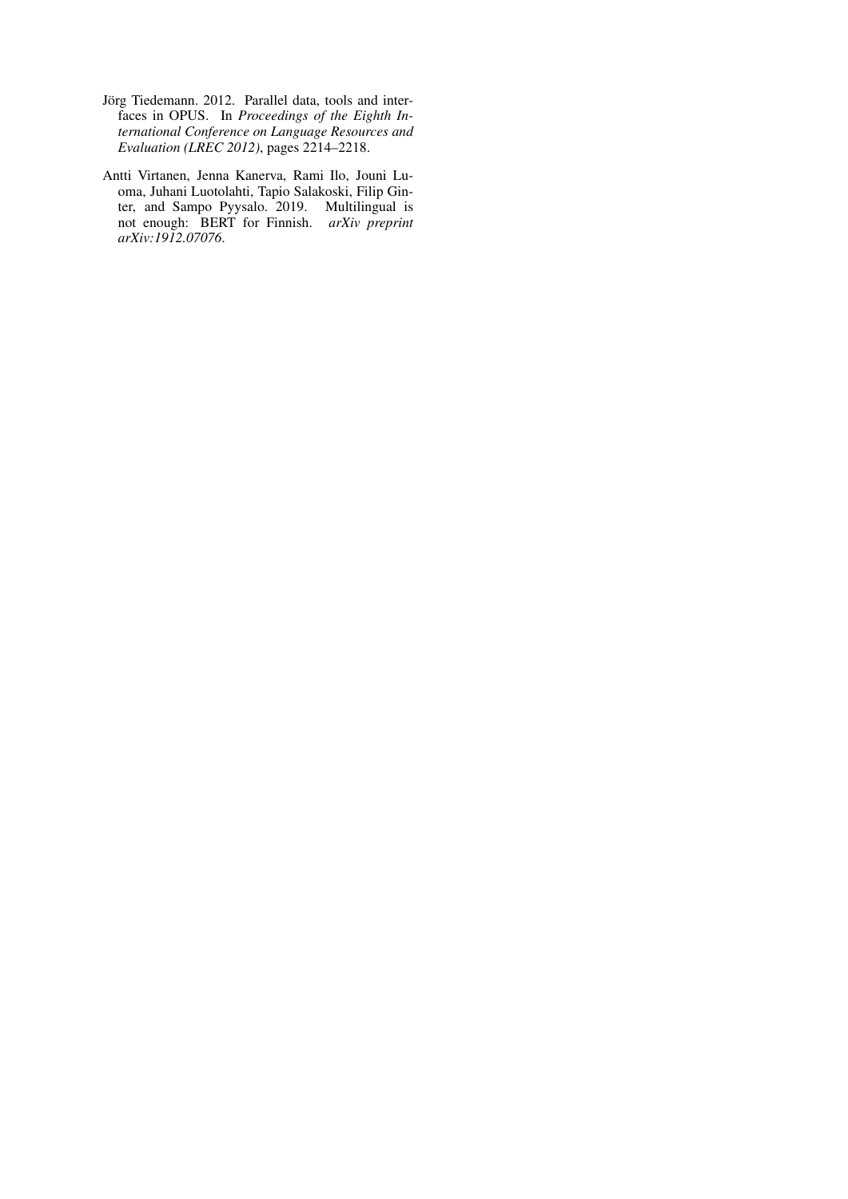Jörg Tiedemann. 2012. Parallel data, tools and interfaces in OPUS. In *Proceedings of the Eighth International Conference on Language Resources and Evaluation (LREC 2012)*, pages 2214–2218.

Antti Virtanen, Jenna Kanerva, Rami Ilo, Jouni Luoma, Juhani Luotolahti, Tapio Salakoski, Filip Ginter, and Sampo Pyysalo. 2019. Multilingual is not enough: BERT for Finnish. *arXiv preprint arXiv:1912.07076*.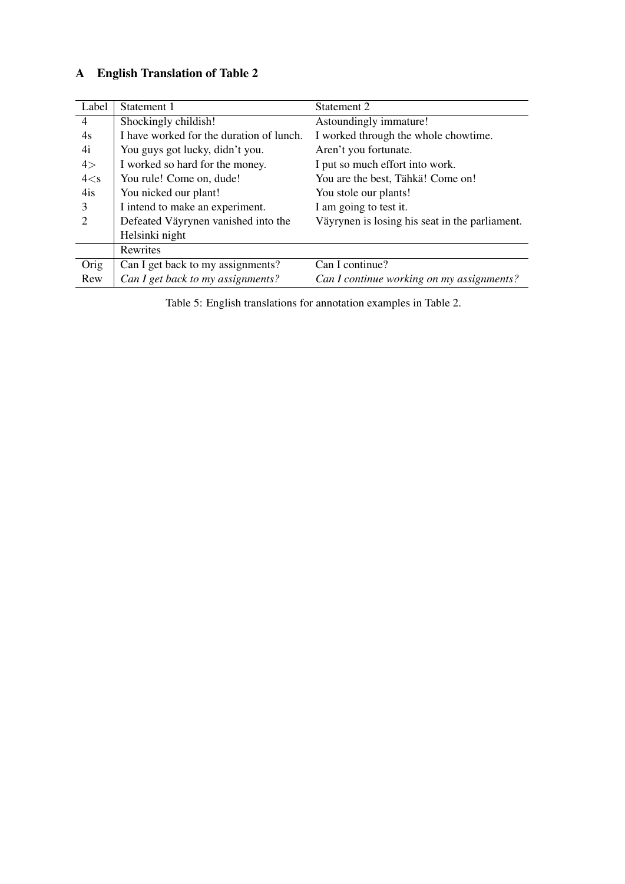## A English Translation of Table 2

| Label | Statement 1 | Statement 2 |
|---|---|---|
| 4 | Shockingly childish! | Astoundingly immature! |
| 4s | I have worked for the duration of lunch. | I worked through the whole chowtime. |
| 4i | You guys got lucky, didn't you. | Aren't you fortunate. |
| 4> | I worked so hard for the money. | I put so much effort into work. |
| 4<s | You rule! Come on, dude! | You are the best, Tähkä! Come on! |
| 4is | You nicked our plant! | You stole our plants! |
| 3 | I intend to make an experiment. | I am going to test it. |
| 2 | Defeated Väyrynen vanished into the Helsinki night | Väyrynen is losing his seat in the parliament. |
| | Rewrites | |
| Orig | Can I get back to my assignments? | Can I continue? |
| Rew | *Can I get back to my assignments?* | *Can I continue working on my assignments?* |

Table 5: English translations for annotation examples in Table 2.